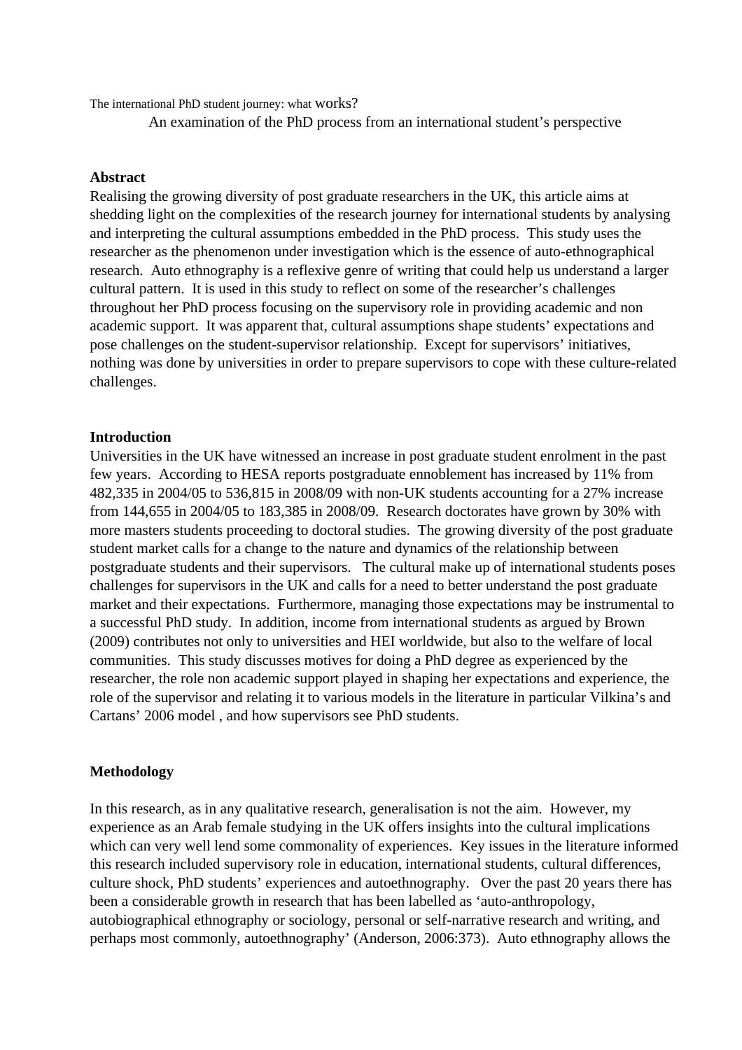The international PhD student journey: what works?

An examination of the PhD process from an international student's perspective

**Abstract**

Realising the growing diversity of post graduate researchers in the UK, this article aims at shedding light on the complexities of the research journey for international students by analysing and interpreting the cultural assumptions embedded in the PhD process. This study uses the researcher as the phenomenon under investigation which is the essence of auto-ethnographical research. Auto ethnography is a reflexive genre of writing that could help us understand a larger cultural pattern. It is used in this study to reflect on some of the researcher's challenges throughout her PhD process focusing on the supervisory role in providing academic and non academic support. It was apparent that, cultural assumptions shape students' expectations and pose challenges on the student-supervisor relationship. Except for supervisors' initiatives, nothing was done by universities in order to prepare supervisors to cope with these culture-related challenges.

**Introduction**

Universities in the UK have witnessed an increase in post graduate student enrolment in the past few years. According to HESA reports postgraduate ennoblement has increased by 11% from 482,335 in 2004/05 to 536,815 in 2008/09 with non-UK students accounting for a 27% increase from 144,655 in 2004/05 to 183,385 in 2008/09. Research doctorates have grown by 30% with more masters students proceeding to doctoral studies. The growing diversity of the post graduate student market calls for a change to the nature and dynamics of the relationship between postgraduate students and their supervisors. The cultural make up of international students poses challenges for supervisors in the UK and calls for a need to better understand the post graduate market and their expectations. Furthermore, managing those expectations may be instrumental to a successful PhD study. In addition, income from international students as argued by Brown (2009) contributes not only to universities and HEI worldwide, but also to the welfare of local communities. This study discusses motives for doing a PhD degree as experienced by the researcher, the role non academic support played in shaping her expectations and experience, the role of the supervisor and relating it to various models in the literature in particular Vilkina's and Cartans' 2006 model , and how supervisors see PhD students.

**Methodology**

In this research, as in any qualitative research, generalisation is not the aim. However, my experience as an Arab female studying in the UK offers insights into the cultural implications which can very well lend some commonality of experiences. Key issues in the literature informed this research included supervisory role in education, international students, cultural differences, culture shock, PhD students' experiences and autoethnography. Over the past 20 years there has been a considerable growth in research that has been labelled as 'auto-anthropology, autobiographical ethnography or sociology, personal or self-narrative research and writing, and perhaps most commonly, autoethnography' (Anderson, 2006:373). Auto ethnography allows the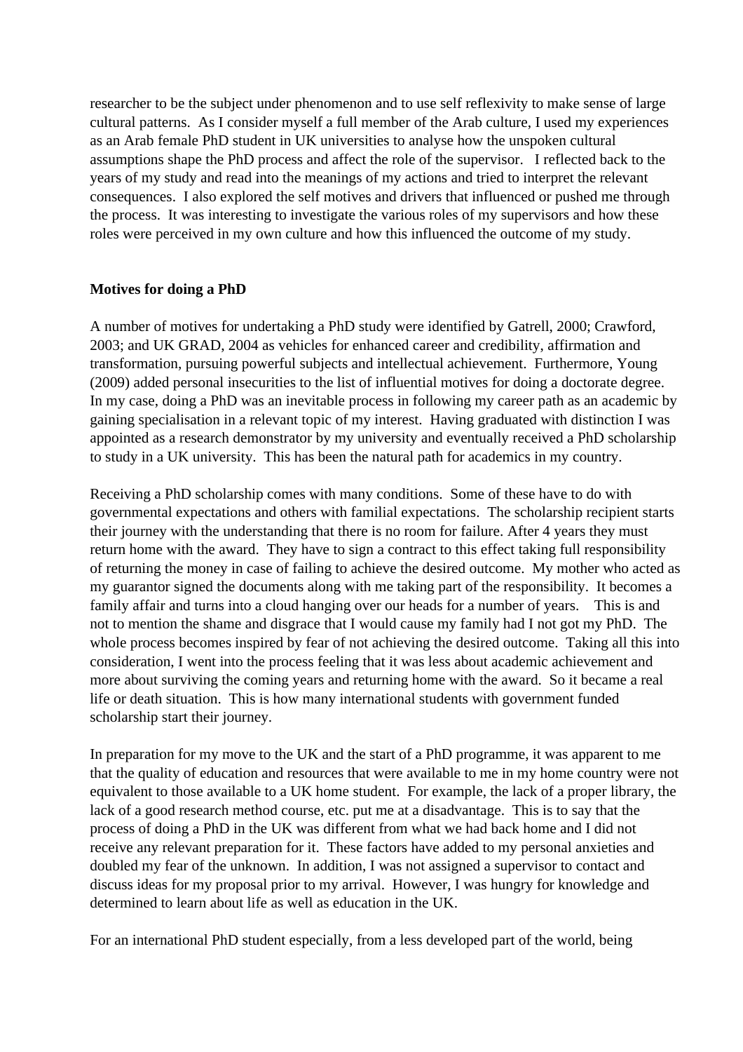researcher to be the subject under phenomenon and to use self reflexivity to make sense of large cultural patterns. As I consider myself a full member of the Arab culture, I used my experiences as an Arab female PhD student in UK universities to analyse how the unspoken cultural assumptions shape the PhD process and affect the role of the supervisor. I reflected back to the years of my study and read into the meanings of my actions and tried to interpret the relevant consequences. I also explored the self motives and drivers that influenced or pushed me through the process. It was interesting to investigate the various roles of my supervisors and how these roles were perceived in my own culture and how this influenced the outcome of my study.

**Motives for doing a PhD**

A number of motives for undertaking a PhD study were identified by Gatrell, 2000; Crawford, 2003; and UK GRAD, 2004 as vehicles for enhanced career and credibility, affirmation and transformation, pursuing powerful subjects and intellectual achievement. Furthermore, Young (2009) added personal insecurities to the list of influential motives for doing a doctorate degree. In my case, doing a PhD was an inevitable process in following my career path as an academic by gaining specialisation in a relevant topic of my interest. Having graduated with distinction I was appointed as a research demonstrator by my university and eventually received a PhD scholarship to study in a UK university. This has been the natural path for academics in my country.

Receiving a PhD scholarship comes with many conditions. Some of these have to do with governmental expectations and others with familial expectations. The scholarship recipient starts their journey with the understanding that there is no room for failure. After 4 years they must return home with the award. They have to sign a contract to this effect taking full responsibility of returning the money in case of failing to achieve the desired outcome. My mother who acted as my guarantor signed the documents along with me taking part of the responsibility. It becomes a family affair and turns into a cloud hanging over our heads for a number of years. This is and not to mention the shame and disgrace that I would cause my family had I not got my PhD. The whole process becomes inspired by fear of not achieving the desired outcome. Taking all this into consideration, I went into the process feeling that it was less about academic achievement and more about surviving the coming years and returning home with the award. So it became a real life or death situation. This is how many international students with government funded scholarship start their journey.

In preparation for my move to the UK and the start of a PhD programme, it was apparent to me that the quality of education and resources that were available to me in my home country were not equivalent to those available to a UK home student. For example, the lack of a proper library, the lack of a good research method course, etc. put me at a disadvantage. This is to say that the process of doing a PhD in the UK was different from what we had back home and I did not receive any relevant preparation for it. These factors have added to my personal anxieties and doubled my fear of the unknown. In addition, I was not assigned a supervisor to contact and discuss ideas for my proposal prior to my arrival. However, I was hungry for knowledge and determined to learn about life as well as education in the UK.

For an international PhD student especially, from a less developed part of the world, being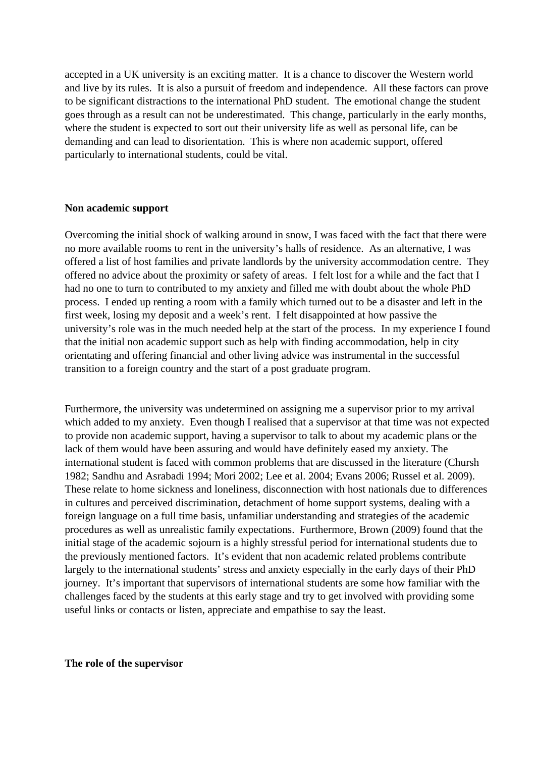accepted in a UK university is an exciting matter. It is a chance to discover the Western world and live by its rules. It is also a pursuit of freedom and independence. All these factors can prove to be significant distractions to the international PhD student. The emotional change the student goes through as a result can not be underestimated. This change, particularly in the early months, where the student is expected to sort out their university life as well as personal life, can be demanding and can lead to disorientation. This is where non academic support, offered particularly to international students, could be vital.

**Non academic support**

Overcoming the initial shock of walking around in snow, I was faced with the fact that there were no more available rooms to rent in the university's halls of residence. As an alternative, I was offered a list of host families and private landlords by the university accommodation centre. They offered no advice about the proximity or safety of areas. I felt lost for a while and the fact that I had no one to turn to contributed to my anxiety and filled me with doubt about the whole PhD process. I ended up renting a room with a family which turned out to be a disaster and left in the first week, losing my deposit and a week's rent. I felt disappointed at how passive the university's role was in the much needed help at the start of the process. In my experience I found that the initial non academic support such as help with finding accommodation, help in city orientating and offering financial and other living advice was instrumental in the successful transition to a foreign country and the start of a post graduate program.

Furthermore, the university was undetermined on assigning me a supervisor prior to my arrival which added to my anxiety. Even though I realised that a supervisor at that time was not expected to provide non academic support, having a supervisor to talk to about my academic plans or the lack of them would have been assuring and would have definitely eased my anxiety. The international student is faced with common problems that are discussed in the literature (Chursh 1982; Sandhu and Asrabadi 1994; Mori 2002; Lee et al. 2004; Evans 2006; Russel et al. 2009). These relate to home sickness and loneliness, disconnection with host nationals due to differences in cultures and perceived discrimination, detachment of home support systems, dealing with a foreign language on a full time basis, unfamiliar understanding and strategies of the academic procedures as well as unrealistic family expectations. Furthermore, Brown (2009) found that the initial stage of the academic sojourn is a highly stressful period for international students due to the previously mentioned factors. It's evident that non academic related problems contribute largely to the international students' stress and anxiety especially in the early days of their PhD journey. It's important that supervisors of international students are some how familiar with the challenges faced by the students at this early stage and try to get involved with providing some useful links or contacts or listen, appreciate and empathise to say the least.

**The role of the supervisor**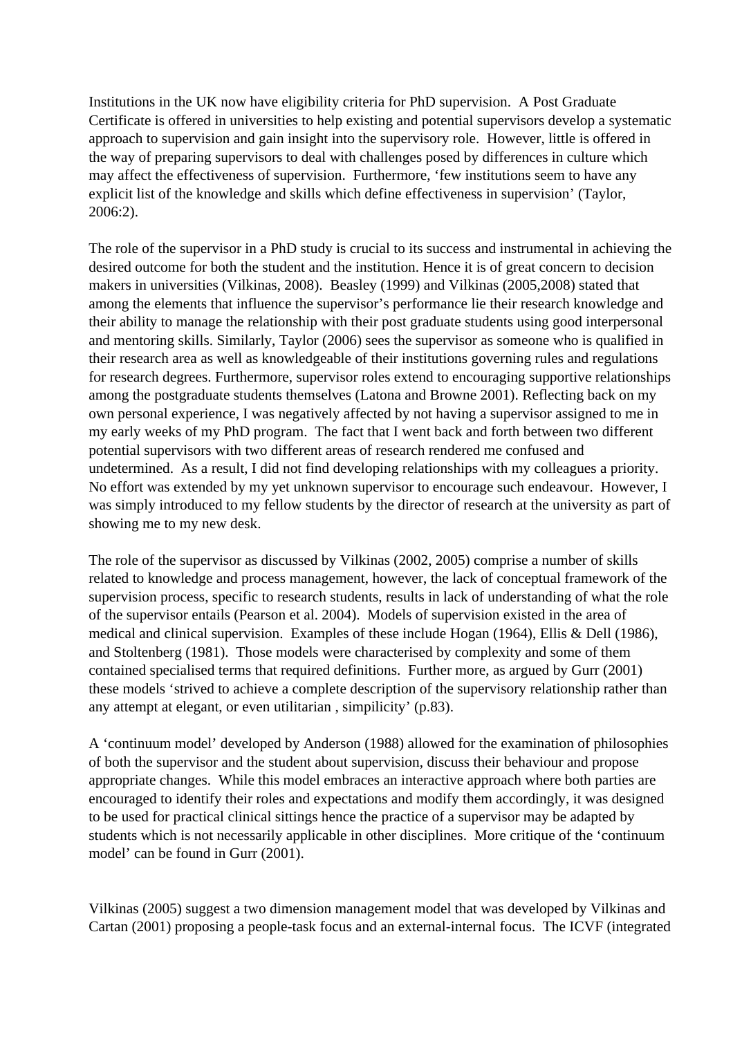Institutions in the UK now have eligibility criteria for PhD supervision. A Post Graduate Certificate is offered in universities to help existing and potential supervisors develop a systematic approach to supervision and gain insight into the supervisory role. However, little is offered in the way of preparing supervisors to deal with challenges posed by differences in culture which may affect the effectiveness of supervision. Furthermore, 'few institutions seem to have any explicit list of the knowledge and skills which define effectiveness in supervision' (Taylor, 2006:2).

The role of the supervisor in a PhD study is crucial to its success and instrumental in achieving the desired outcome for both the student and the institution. Hence it is of great concern to decision makers in universities (Vilkinas, 2008). Beasley (1999) and Vilkinas (2005,2008) stated that among the elements that influence the supervisor's performance lie their research knowledge and their ability to manage the relationship with their post graduate students using good interpersonal and mentoring skills. Similarly, Taylor (2006) sees the supervisor as someone who is qualified in their research area as well as knowledgeable of their institutions governing rules and regulations for research degrees. Furthermore, supervisor roles extend to encouraging supportive relationships among the postgraduate students themselves (Latona and Browne 2001). Reflecting back on my own personal experience, I was negatively affected by not having a supervisor assigned to me in my early weeks of my PhD program. The fact that I went back and forth between two different potential supervisors with two different areas of research rendered me confused and undetermined. As a result, I did not find developing relationships with my colleagues a priority. No effort was extended by my yet unknown supervisor to encourage such endeavour. However, I was simply introduced to my fellow students by the director of research at the university as part of showing me to my new desk.

The role of the supervisor as discussed by Vilkinas (2002, 2005) comprise a number of skills related to knowledge and process management, however, the lack of conceptual framework of the supervision process, specific to research students, results in lack of understanding of what the role of the supervisor entails (Pearson et al. 2004). Models of supervision existed in the area of medical and clinical supervision. Examples of these include Hogan (1964), Ellis & Dell (1986), and Stoltenberg (1981). Those models were characterised by complexity and some of them contained specialised terms that required definitions. Further more, as argued by Gurr (2001) these models 'strived to achieve a complete description of the supervisory relationship rather than any attempt at elegant, or even utilitarian , simpilicity' (p.83).

A 'continuum model' developed by Anderson (1988) allowed for the examination of philosophies of both the supervisor and the student about supervision, discuss their behaviour and propose appropriate changes. While this model embraces an interactive approach where both parties are encouraged to identify their roles and expectations and modify them accordingly, it was designed to be used for practical clinical sittings hence the practice of a supervisor may be adapted by students which is not necessarily applicable in other disciplines. More critique of the 'continuum model' can be found in Gurr (2001).

Vilkinas (2005) suggest a two dimension management model that was developed by Vilkinas and Cartan (2001) proposing a people-task focus and an external-internal focus. The ICVF (integrated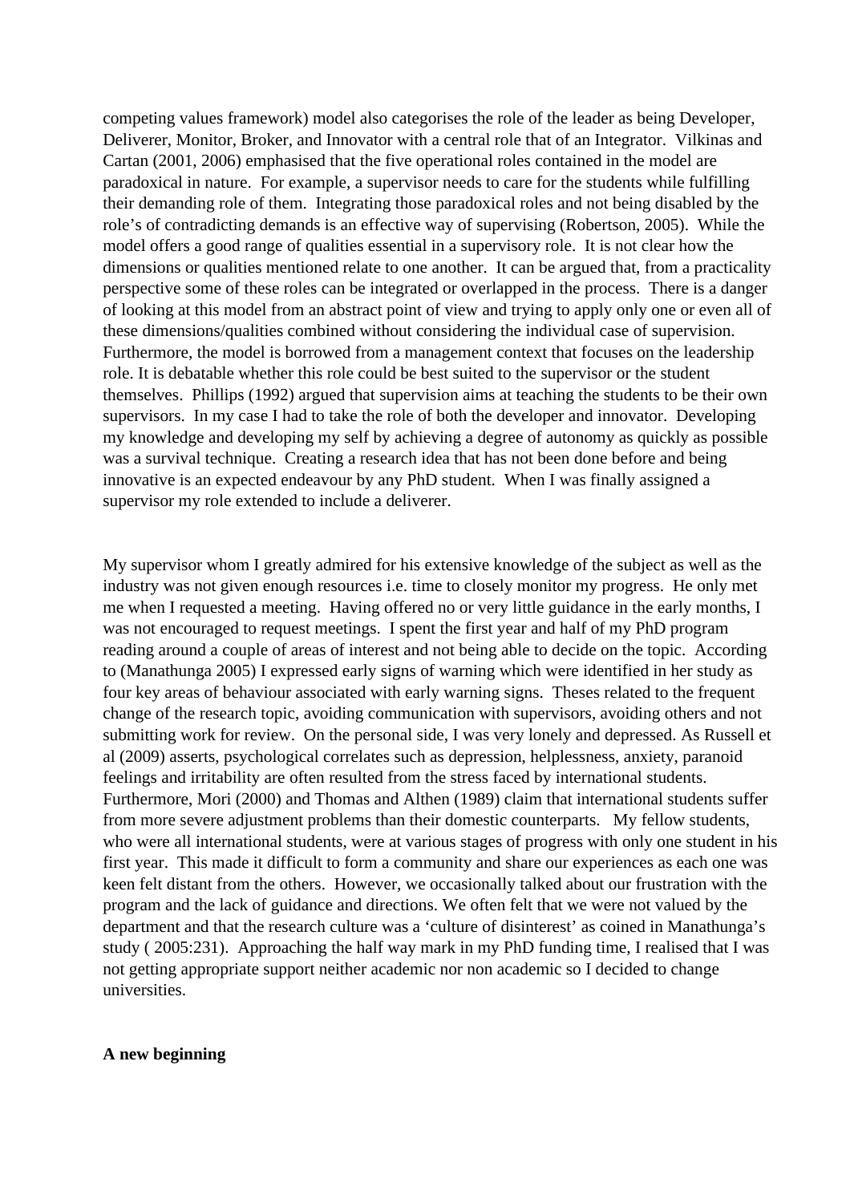competing values framework) model also categorises the role of the leader as being Developer, Deliverer, Monitor, Broker, and Innovator with a central role that of an Integrator. Vilkinas and Cartan (2001, 2006) emphasised that the five operational roles contained in the model are paradoxical in nature. For example, a supervisor needs to care for the students while fulfilling their demanding role of them. Integrating those paradoxical roles and not being disabled by the role's of contradicting demands is an effective way of supervising (Robertson, 2005). While the model offers a good range of qualities essential in a supervisory role. It is not clear how the dimensions or qualities mentioned relate to one another. It can be argued that, from a practicality perspective some of these roles can be integrated or overlapped in the process. There is a danger of looking at this model from an abstract point of view and trying to apply only one or even all of these dimensions/qualities combined without considering the individual case of supervision. Furthermore, the model is borrowed from a management context that focuses on the leadership role. It is debatable whether this role could be best suited to the supervisor or the student themselves. Phillips (1992) argued that supervision aims at teaching the students to be their own supervisors. In my case I had to take the role of both the developer and innovator. Developing my knowledge and developing my self by achieving a degree of autonomy as quickly as possible was a survival technique. Creating a research idea that has not been done before and being innovative is an expected endeavour by any PhD student. When I was finally assigned a supervisor my role extended to include a deliverer.

My supervisor whom I greatly admired for his extensive knowledge of the subject as well as the industry was not given enough resources i.e. time to closely monitor my progress. He only met me when I requested a meeting. Having offered no or very little guidance in the early months, I was not encouraged to request meetings. I spent the first year and half of my PhD program reading around a couple of areas of interest and not being able to decide on the topic. According to (Manathunga 2005) I expressed early signs of warning which were identified in her study as four key areas of behaviour associated with early warning signs. Theses related to the frequent change of the research topic, avoiding communication with supervisors, avoiding others and not submitting work for review. On the personal side, I was very lonely and depressed. As Russell et al (2009) asserts, psychological correlates such as depression, helplessness, anxiety, paranoid feelings and irritability are often resulted from the stress faced by international students. Furthermore, Mori (2000) and Thomas and Althen (1989) claim that international students suffer from more severe adjustment problems than their domestic counterparts. My fellow students, who were all international students, were at various stages of progress with only one student in his first year. This made it difficult to form a community and share our experiences as each one was keen felt distant from the others. However, we occasionally talked about our frustration with the program and the lack of guidance and directions. We often felt that we were not valued by the department and that the research culture was a 'culture of disinterest' as coined in Manathunga's study ( 2005:231). Approaching the half way mark in my PhD funding time, I realised that I was not getting appropriate support neither academic nor non academic so I decided to change universities.

**A new beginning**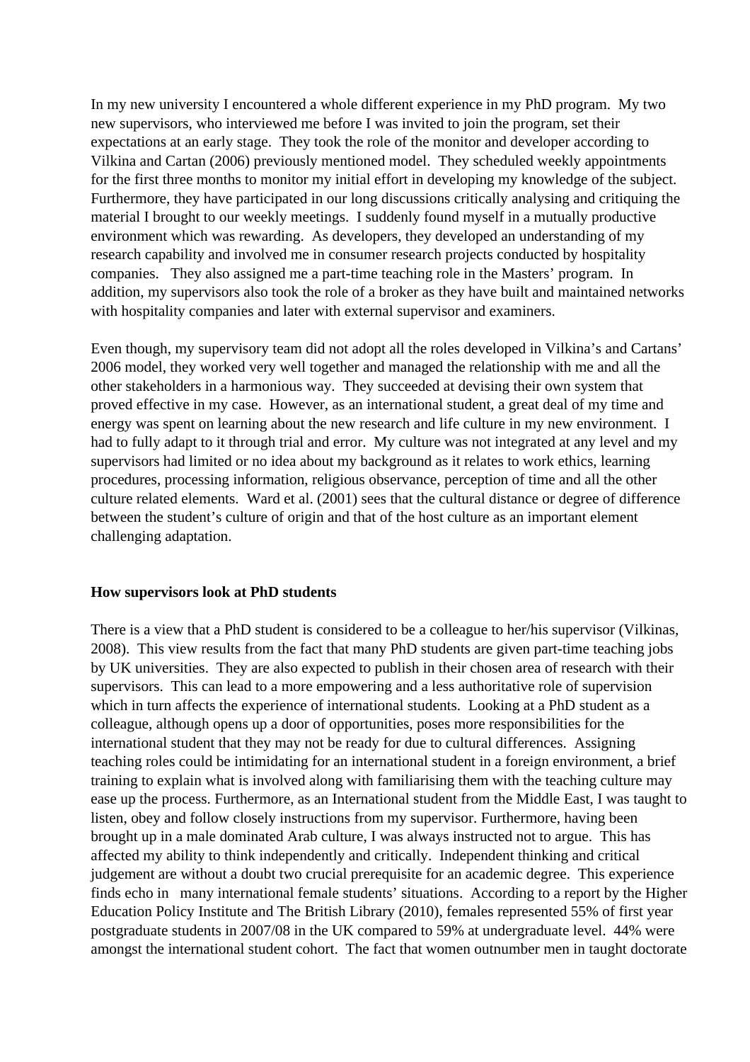In my new university I encountered a whole different experience in my PhD program. My two new supervisors, who interviewed me before I was invited to join the program, set their expectations at an early stage. They took the role of the monitor and developer according to Vilkina and Cartan (2006) previously mentioned model. They scheduled weekly appointments for the first three months to monitor my initial effort in developing my knowledge of the subject. Furthermore, they have participated in our long discussions critically analysing and critiquing the material I brought to our weekly meetings. I suddenly found myself in a mutually productive environment which was rewarding. As developers, they developed an understanding of my research capability and involved me in consumer research projects conducted by hospitality companies. They also assigned me a part-time teaching role in the Masters' program. In addition, my supervisors also took the role of a broker as they have built and maintained networks with hospitality companies and later with external supervisor and examiners.

Even though, my supervisory team did not adopt all the roles developed in Vilkina's and Cartans' 2006 model, they worked very well together and managed the relationship with me and all the other stakeholders in a harmonious way. They succeeded at devising their own system that proved effective in my case. However, as an international student, a great deal of my time and energy was spent on learning about the new research and life culture in my new environment. I had to fully adapt to it through trial and error. My culture was not integrated at any level and my supervisors had limited or no idea about my background as it relates to work ethics, learning procedures, processing information, religious observance, perception of time and all the other culture related elements. Ward et al. (2001) sees that the cultural distance or degree of difference between the student's culture of origin and that of the host culture as an important element challenging adaptation.

**How supervisors look at PhD students**

There is a view that a PhD student is considered to be a colleague to her/his supervisor (Vilkinas, 2008). This view results from the fact that many PhD students are given part-time teaching jobs by UK universities. They are also expected to publish in their chosen area of research with their supervisors. This can lead to a more empowering and a less authoritative role of supervision which in turn affects the experience of international students. Looking at a PhD student as a colleague, although opens up a door of opportunities, poses more responsibilities for the international student that they may not be ready for due to cultural differences. Assigning teaching roles could be intimidating for an international student in a foreign environment, a brief training to explain what is involved along with familiarising them with the teaching culture may ease up the process. Furthermore, as an International student from the Middle East, I was taught to listen, obey and follow closely instructions from my supervisor. Furthermore, having been brought up in a male dominated Arab culture, I was always instructed not to argue. This has affected my ability to think independently and critically. Independent thinking and critical judgement are without a doubt two crucial prerequisite for an academic degree. This experience finds echo in many international female students' situations. According to a report by the Higher Education Policy Institute and The British Library (2010), females represented 55% of first year postgraduate students in 2007/08 in the UK compared to 59% at undergraduate level. 44% were amongst the international student cohort. The fact that women outnumber men in taught doctorate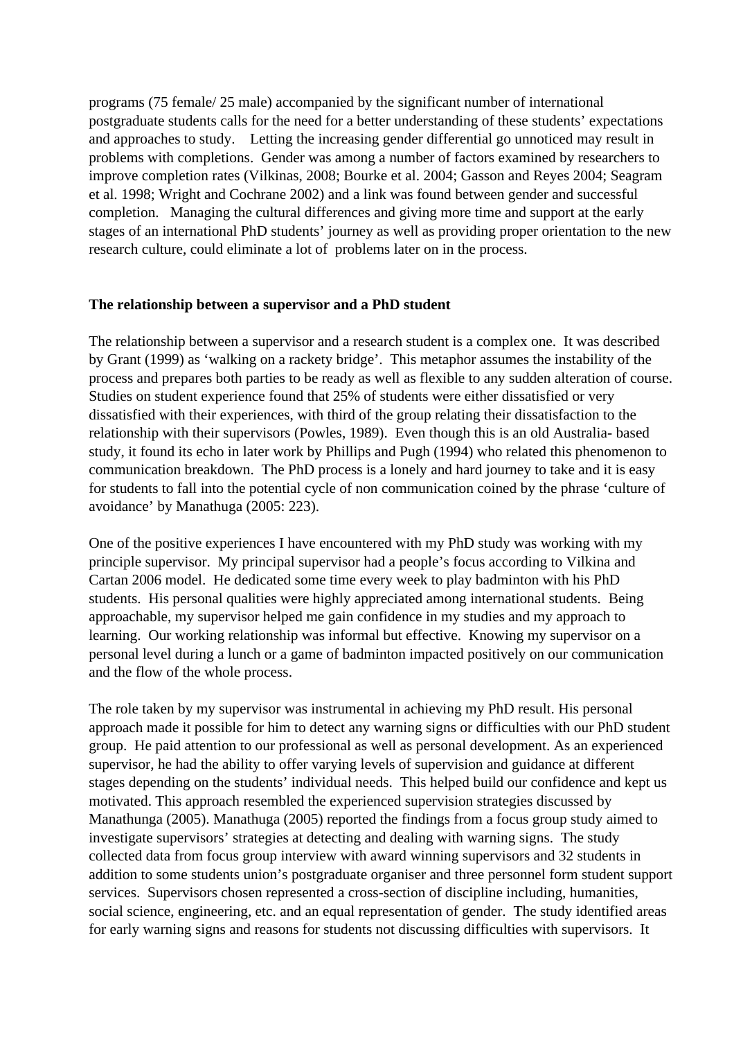programs (75 female/ 25 male) accompanied by the significant number of international postgraduate students calls for the need for a better understanding of these students' expectations and approaches to study. Letting the increasing gender differential go unnoticed may result in problems with completions. Gender was among a number of factors examined by researchers to improve completion rates (Vilkinas, 2008; Bourke et al. 2004; Gasson and Reyes 2004; Seagram et al. 1998; Wright and Cochrane 2002) and a link was found between gender and successful completion. Managing the cultural differences and giving more time and support at the early stages of an international PhD students' journey as well as providing proper orientation to the new research culture, could eliminate a lot of problems later on in the process.

**The relationship between a supervisor and a PhD student**

The relationship between a supervisor and a research student is a complex one. It was described by Grant (1999) as 'walking on a rackety bridge'. This metaphor assumes the instability of the process and prepares both parties to be ready as well as flexible to any sudden alteration of course. Studies on student experience found that 25% of students were either dissatisfied or very dissatisfied with their experiences, with third of the group relating their dissatisfaction to the relationship with their supervisors (Powles, 1989). Even though this is an old Australia- based study, it found its echo in later work by Phillips and Pugh (1994) who related this phenomenon to communication breakdown. The PhD process is a lonely and hard journey to take and it is easy for students to fall into the potential cycle of non communication coined by the phrase 'culture of avoidance' by Manathuga (2005: 223).

One of the positive experiences I have encountered with my PhD study was working with my principle supervisor. My principal supervisor had a people's focus according to Vilkina and Cartan 2006 model. He dedicated some time every week to play badminton with his PhD students. His personal qualities were highly appreciated among international students. Being approachable, my supervisor helped me gain confidence in my studies and my approach to learning. Our working relationship was informal but effective. Knowing my supervisor on a personal level during a lunch or a game of badminton impacted positively on our communication and the flow of the whole process.

The role taken by my supervisor was instrumental in achieving my PhD result. His personal approach made it possible for him to detect any warning signs or difficulties with our PhD student group. He paid attention to our professional as well as personal development. As an experienced supervisor, he had the ability to offer varying levels of supervision and guidance at different stages depending on the students' individual needs. This helped build our confidence and kept us motivated. This approach resembled the experienced supervision strategies discussed by Manathunga (2005). Manathunga (2005) reported the findings from a focus group study aimed to investigate supervisors' strategies at detecting and dealing with warning signs. The study collected data from focus group interview with award winning supervisors and 32 students in addition to some students union's postgraduate organiser and three personnel form student support services. Supervisors chosen represented a cross-section of discipline including, humanities, social science, engineering, etc. and an equal representation of gender. The study identified areas for early warning signs and reasons for students not discussing difficulties with supervisors. It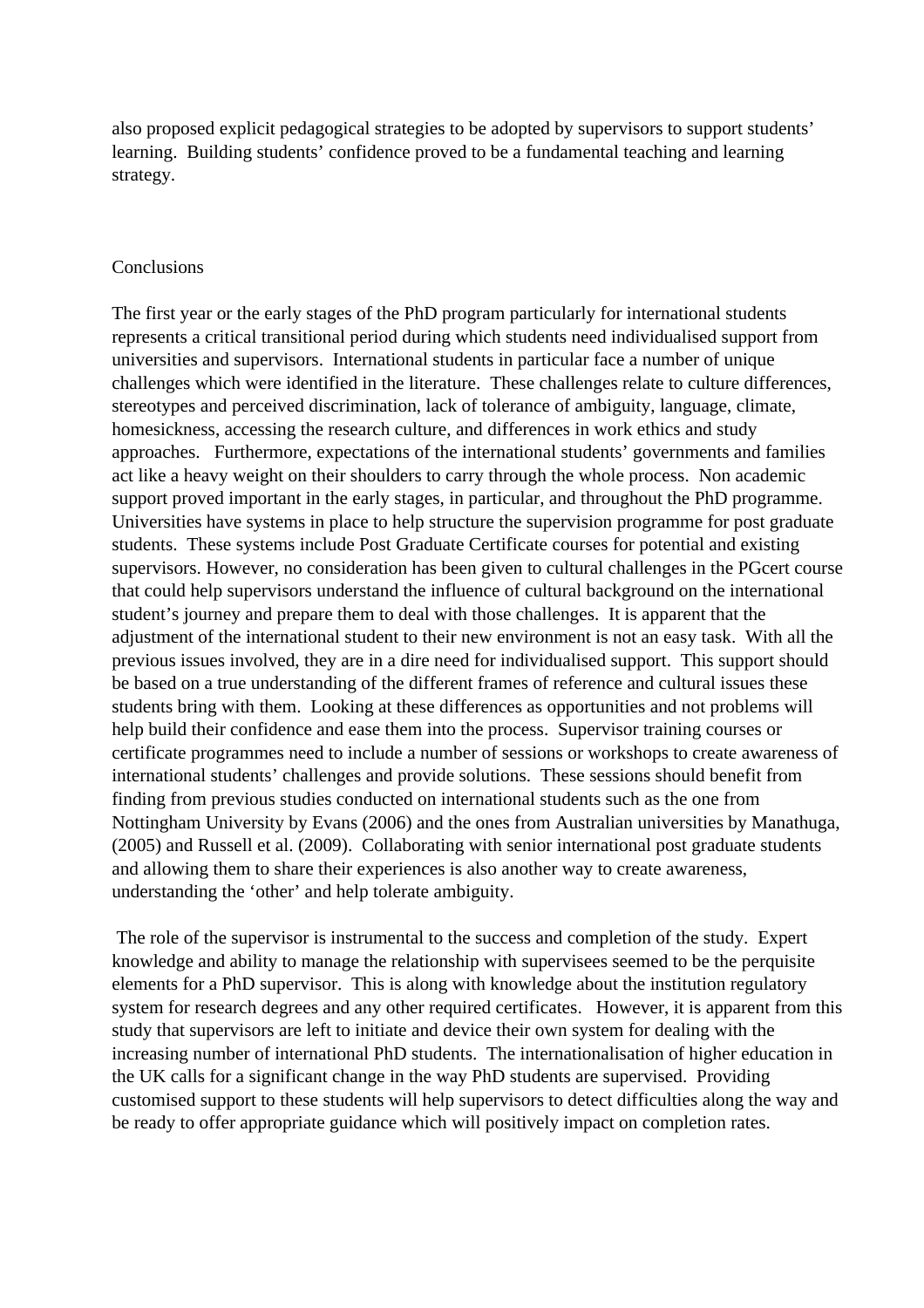also proposed explicit pedagogical strategies to be adopted by supervisors to support students' learning. Building students' confidence proved to be a fundamental teaching and learning strategy.

## Conclusions

The first year or the early stages of the PhD program particularly for international students represents a critical transitional period during which students need individualised support from universities and supervisors. International students in particular face a number of unique challenges which were identified in the literature. These challenges relate to culture differences, stereotypes and perceived discrimination, lack of tolerance of ambiguity, language, climate, homesickness, accessing the research culture, and differences in work ethics and study approaches. Furthermore, expectations of the international students' governments and families act like a heavy weight on their shoulders to carry through the whole process. Non academic support proved important in the early stages, in particular, and throughout the PhD programme. Universities have systems in place to help structure the supervision programme for post graduate students. These systems include Post Graduate Certificate courses for potential and existing supervisors. However, no consideration has been given to cultural challenges in the PGcert course that could help supervisors understand the influence of cultural background on the international student's journey and prepare them to deal with those challenges. It is apparent that the adjustment of the international student to their new environment is not an easy task. With all the previous issues involved, they are in a dire need for individualised support. This support should be based on a true understanding of the different frames of reference and cultural issues these students bring with them. Looking at these differences as opportunities and not problems will help build their confidence and ease them into the process. Supervisor training courses or certificate programmes need to include a number of sessions or workshops to create awareness of international students' challenges and provide solutions. These sessions should benefit from finding from previous studies conducted on international students such as the one from Nottingham University by Evans (2006) and the ones from Australian universities by Manathuga, (2005) and Russell et al. (2009). Collaborating with senior international post graduate students and allowing them to share their experiences is also another way to create awareness, understanding the 'other' and help tolerate ambiguity.

The role of the supervisor is instrumental to the success and completion of the study. Expert knowledge and ability to manage the relationship with supervisees seemed to be the perquisite elements for a PhD supervisor. This is along with knowledge about the institution regulatory system for research degrees and any other required certificates. However, it is apparent from this study that supervisors are left to initiate and device their own system for dealing with the increasing number of international PhD students. The internationalisation of higher education in the UK calls for a significant change in the way PhD students are supervised. Providing customised support to these students will help supervisors to detect difficulties along the way and be ready to offer appropriate guidance which will positively impact on completion rates.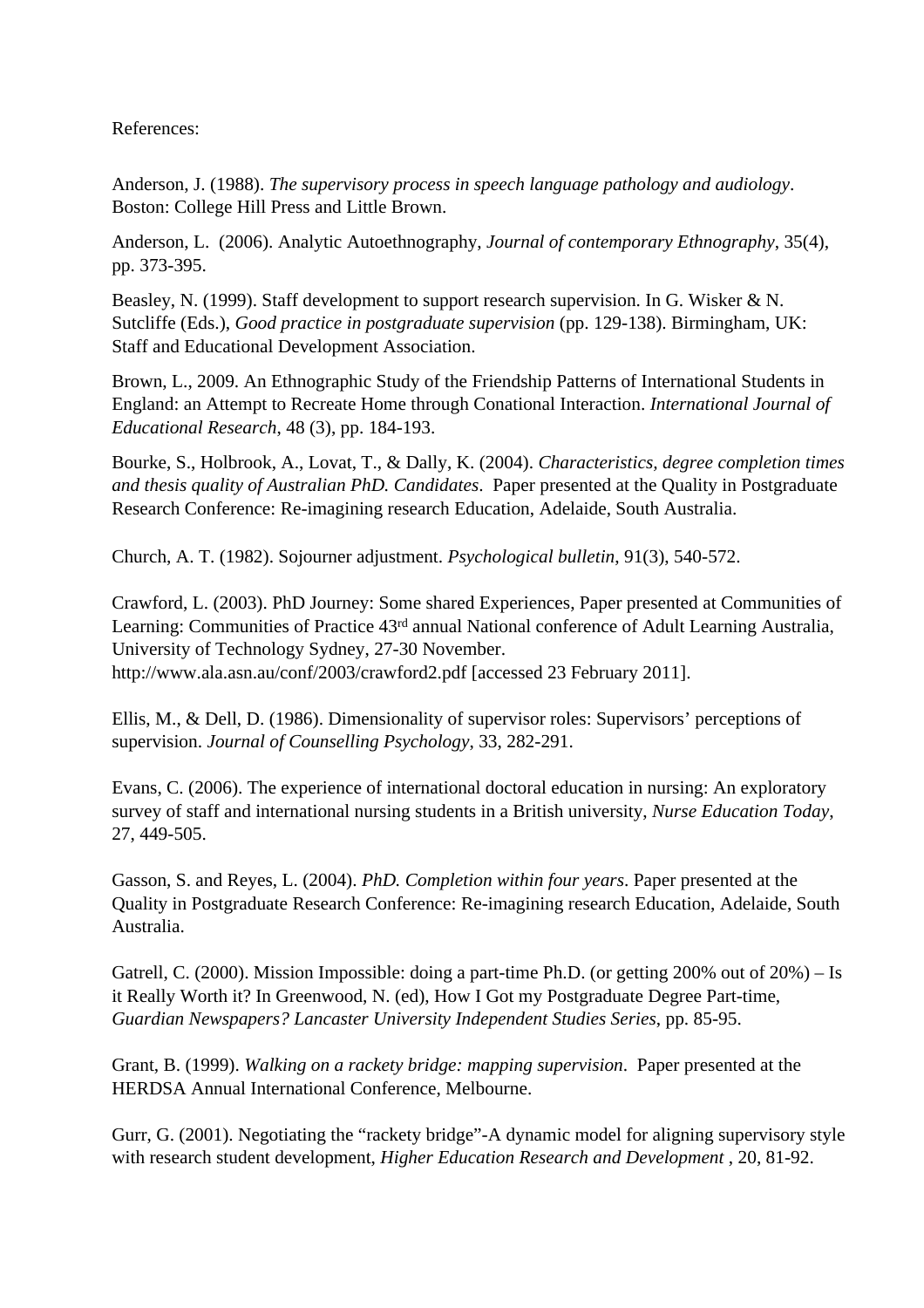References:

Anderson, J. (1988). *The supervisory process in speech language pathology and audiology*. Boston: College Hill Press and Little Brown.

Anderson, L. (2006). Analytic Autoethnography, *Journal of contemporary Ethnography*, 35(4), pp. 373-395.

Beasley, N. (1999). Staff development to support research supervision. In G. Wisker & N. Sutcliffe (Eds.), *Good practice in postgraduate supervision* (pp. 129-138). Birmingham, UK: Staff and Educational Development Association.

Brown, L., 2009. An Ethnographic Study of the Friendship Patterns of International Students in England: an Attempt to Recreate Home through Conational Interaction. *International Journal of Educational Research*, 48 (3), pp. 184-193.

Bourke, S., Holbrook, A., Lovat, T., & Dally, K. (2004). *Characteristics, degree completion times and thesis quality of Australian PhD. Candidates*. Paper presented at the Quality in Postgraduate Research Conference: Re-imagining research Education, Adelaide, South Australia.

Church, A. T. (1982). Sojourner adjustment. *Psychological bulletin*, 91(3), 540-572.

Crawford, L. (2003). PhD Journey: Some shared Experiences, Paper presented at Communities of Learning: Communities of Practice 43rd annual National conference of Adult Learning Australia, University of Technology Sydney, 27-30 November. http://www.ala.asn.au/conf/2003/crawford2.pdf [accessed 23 February 2011].

Ellis, M., & Dell, D. (1986). Dimensionality of supervisor roles: Supervisors' perceptions of supervision. *Journal of Counselling Psychology*, 33, 282-291.

Evans, C. (2006). The experience of international doctoral education in nursing: An exploratory survey of staff and international nursing students in a British university, *Nurse Education Today*, 27, 449-505.

Gasson, S. and Reyes, L. (2004). *PhD. Completion within four years*. Paper presented at the Quality in Postgraduate Research Conference: Re-imagining research Education, Adelaide, South Australia.

Gatrell, C. (2000). Mission Impossible: doing a part-time Ph.D. (or getting 200% out of 20%) – Is it Really Worth it? In Greenwood, N. (ed), How I Got my Postgraduate Degree Part-time, *Guardian Newspapers? Lancaster University Independent Studies Series*, pp. 85-95.

Grant, B. (1999). *Walking on a rackety bridge: mapping supervision*. Paper presented at the HERDSA Annual International Conference, Melbourne.

Gurr, G. (2001). Negotiating the "rackety bridge"-A dynamic model for aligning supervisory style with research student development, *Higher Education Research and Development* , 20, 81-92.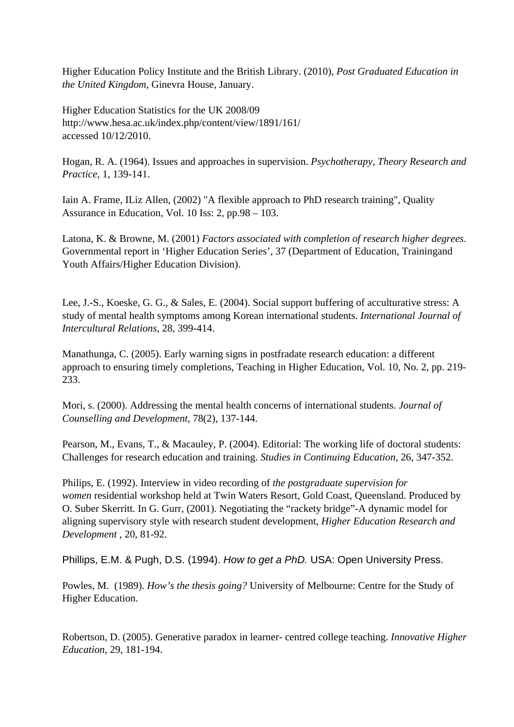Higher Education Policy Institute and the British Library. (2010), *Post Graduated Education in the United Kingdom*, Ginevra House, January.

Higher Education Statistics for the UK 2008/09
http://www.hesa.ac.uk/index.php/content/view/1891/161/
accessed 10/12/2010.

Hogan, R. A. (1964). Issues and approaches in supervision. *Psychotherapy, Theory Research and Practice*, 1, 139-141.

Iain A. Frame, ILiz Allen, (2002) "A flexible approach to PhD research training", Quality Assurance in Education, Vol. 10 Iss: 2, pp.98 – 103.

Latona, K. & Browne, M. (2001) *Factors associated with completion of research higher degrees*. Governmental report in 'Higher Education Series', 37 (Department of Education, Trainingand Youth Affairs/Higher Education Division).

Lee, J.-S., Koeske, G. G., & Sales, E. (2004). Social support buffering of acculturative stress: A study of mental health symptoms among Korean international students. *International Journal of Intercultural Relations*, 28, 399-414.

Manathunga, C. (2005). Early warning signs in postfradate research education: a different approach to ensuring timely completions, Teaching in Higher Education, Vol. 10, No. 2, pp. 219-233.

Mori, s. (2000). Addressing the mental health concerns of international students. *Journal of Counselling and Development*, 78(2), 137-144.

Pearson, M., Evans, T., & Macauley, P. (2004). Editorial: The working life of doctoral students: Challenges for research education and training. *Studies in Continuing Education*, 26, 347-352.

Philips, E. (1992). Interview in video recording of *the postgraduate supervision for women* residential workshop held at Twin Waters Resort, Gold Coast, Queensland. Produced by O. Suber Skerritt. In G. Gurr, (2001). Negotiating the "rackety bridge"-A dynamic model for aligning supervisory style with research student development, *Higher Education Research and Development* , 20, 81-92.

Phillips, E.M. & Pugh, D.S. (1994). *How to get a PhD.* USA: Open University Press.

Powles, M. (1989). *How's the thesis going?* University of Melbourne: Centre for the Study of Higher Education.

Robertson, D. (2005). Generative paradox in learner- centred college teaching. *Innovative Higher Education*, 29, 181-194.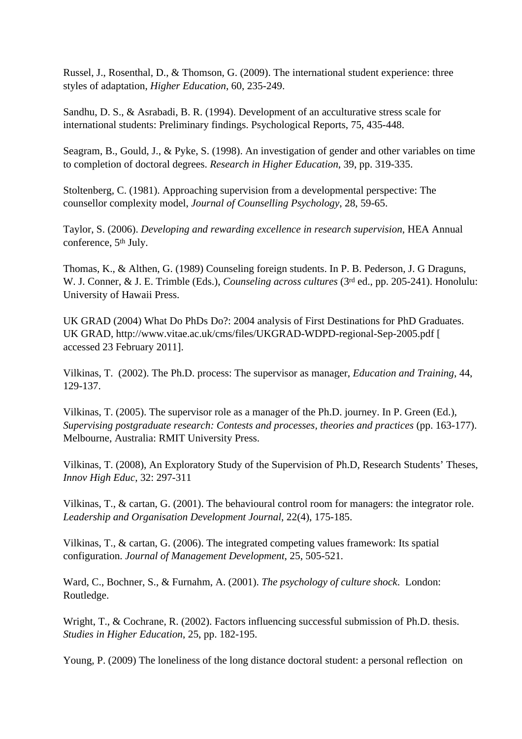Russel, J., Rosenthal, D., & Thomson, G. (2009). The international student experience: three styles of adaptation, *Higher Education*, 60, 235-249.

Sandhu, D. S., & Asrabadi, B. R. (1994). Development of an acculturative stress scale for international students: Preliminary findings. Psychological Reports, 75, 435-448.

Seagram, B., Gould, J., & Pyke, S. (1998). An investigation of gender and other variables on time to completion of doctoral degrees. *Research in Higher Education*, 39, pp. 319-335.

Stoltenberg, C. (1981). Approaching supervision from a developmental perspective: The counsellor complexity model, *Journal of Counselling Psychology*, 28, 59-65.

Taylor, S. (2006). *Developing and rewarding excellence in research supervision*, HEA Annual conference, 5th July.

Thomas, K., & Althen, G. (1989) Counseling foreign students. In P. B. Pederson, J. G Draguns, W. J. Conner, & J. E. Trimble (Eds.), *Counseling across cultures* (3rd ed., pp. 205-241). Honolulu: University of Hawaii Press.

UK GRAD (2004) What Do PhDs Do?: 2004 analysis of First Destinations for PhD Graduates. UK GRAD, http://www.vitae.ac.uk/cms/files/UKGRAD-WDPD-regional-Sep-2005.pdf [ accessed 23 February 2011].

Vilkinas, T. (2002). The Ph.D. process: The supervisor as manager, *Education and Training*, 44, 129-137.

Vilkinas, T. (2005). The supervisor role as a manager of the Ph.D. journey. In P. Green (Ed.), *Supervising postgraduate research: Contests and processes, theories and practices* (pp. 163-177). Melbourne, Australia: RMIT University Press.

Vilkinas, T. (2008), An Exploratory Study of the Supervision of Ph.D, Research Students' Theses, *Innov High Educ*, 32: 297-311

Vilkinas, T., & cartan, G. (2001). The behavioural control room for managers: the integrator role. *Leadership and Organisation Development Journal*, 22(4), 175-185.

Vilkinas, T., & cartan, G. (2006). The integrated competing values framework: Its spatial configuration. *Journal of Management Development*, 25, 505-521.

Ward, C., Bochner, S., & Furnahm, A. (2001). *The psychology of culture shock*. London: Routledge.

Wright, T., & Cochrane, R. (2002). Factors influencing successful submission of Ph.D. thesis. *Studies in Higher Education*, 25, pp. 182-195.

Young, P. (2009) The loneliness of the long distance doctoral student: a personal reflection on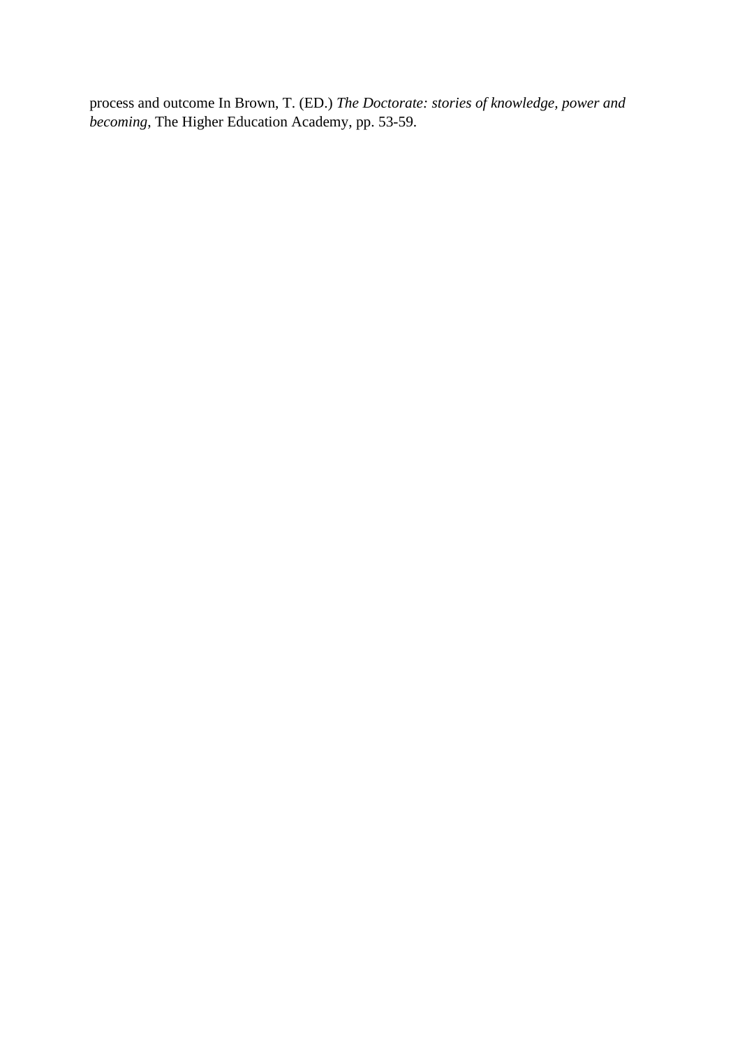process and outcome In Brown, T. (ED.) *The Doctorate: stories of knowledge, power and becoming*, The Higher Education Academy, pp. 53-59.